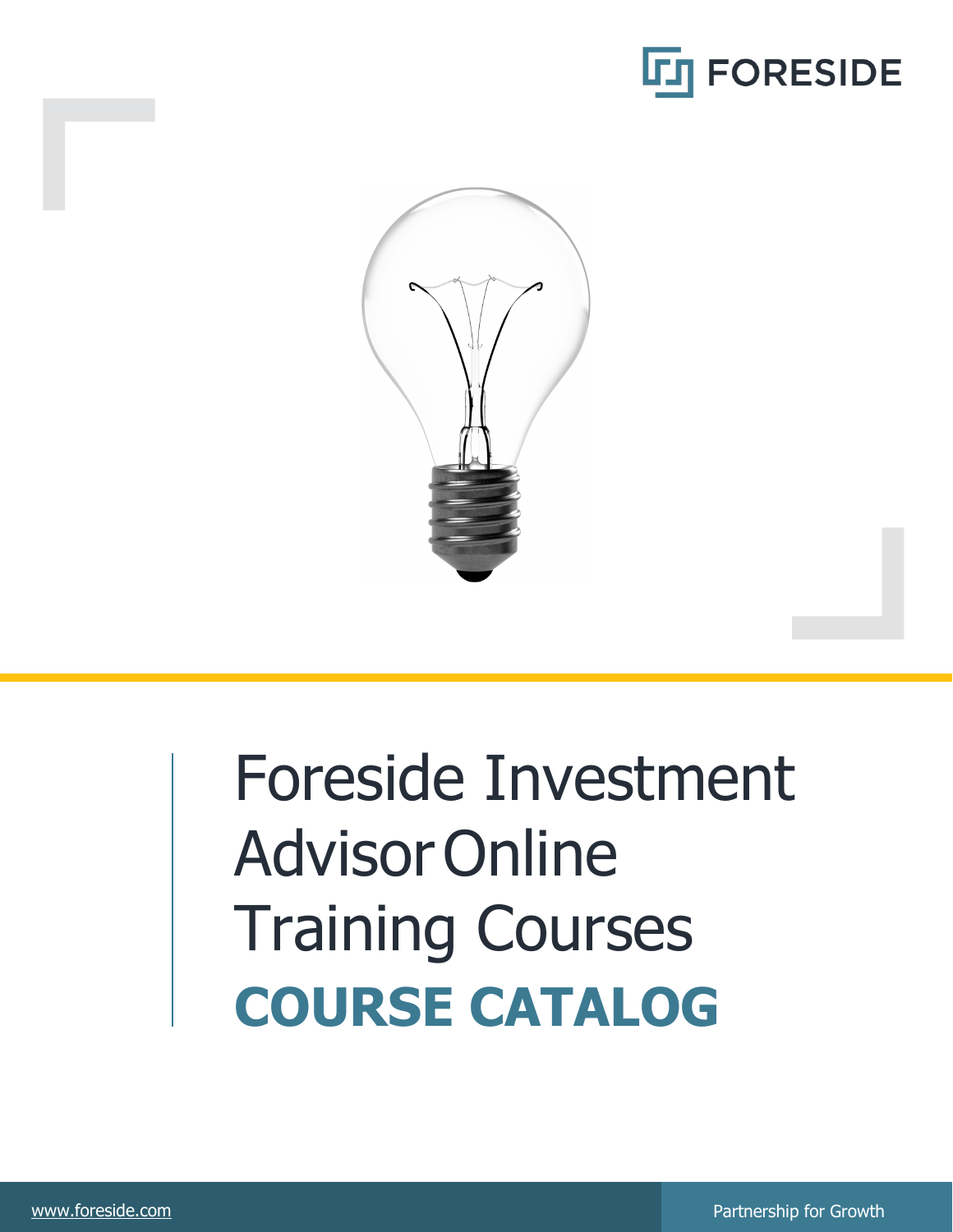FORESIDE

# Foreside Investment Advisor Online Training Courses

## COURSE CATALOG

www.foreside.com

Partnership for Growth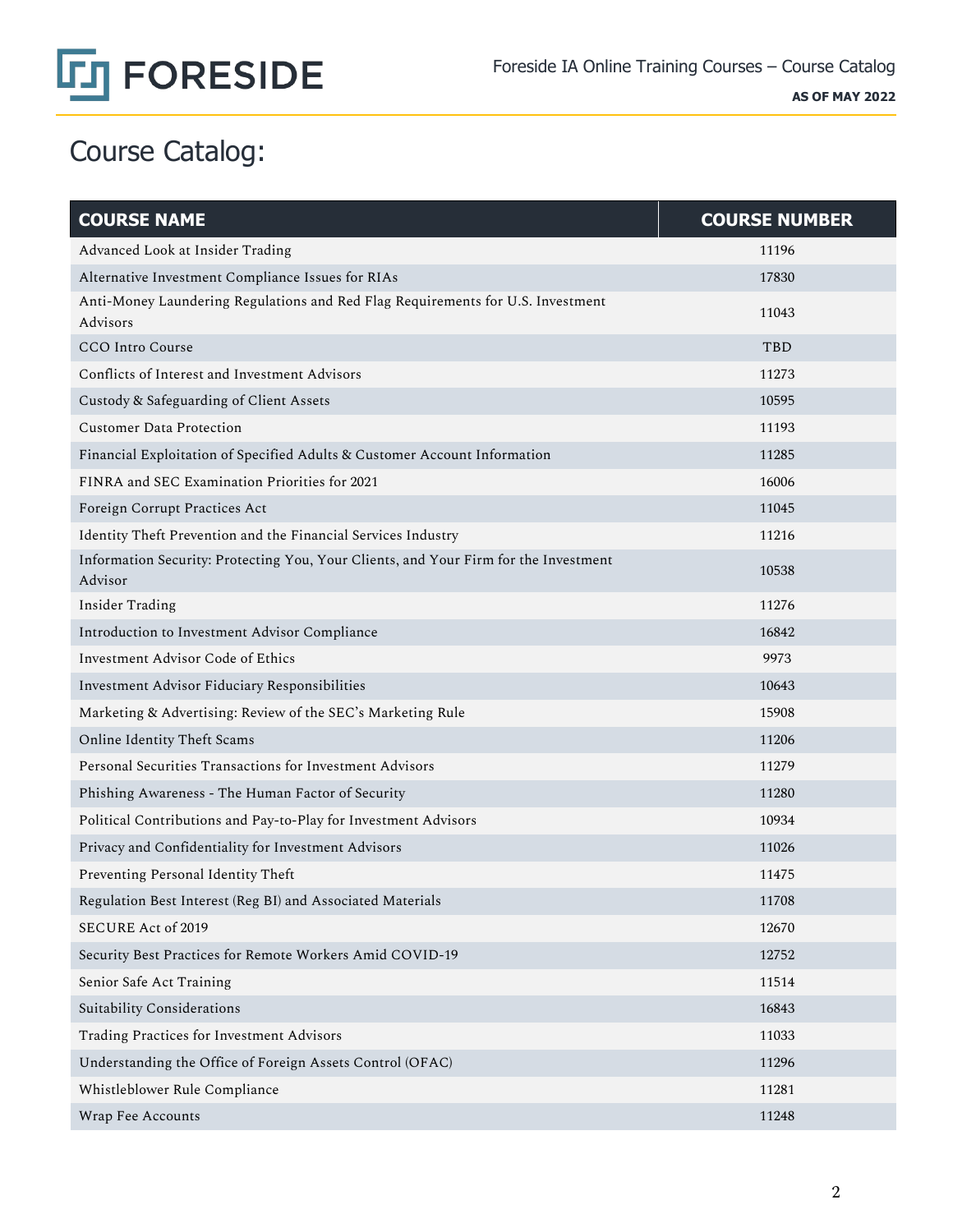# Course Catalog:

| COURSE NAME | COURSE NUMBER |
| --- | --- |
| Advanced Look at Insider Trading | 11196 |
| Alternative Investment Compliance Issues for RIAs | 17830 |
| Anti-Money Laundering Regulations and Red Flag Requirements for U.S. Investment Advisors | 11043 |
| CCO Intro Course | TBD |
| Conflicts of Interest and Investment Advisors | 11273 |
| Custody & Safeguarding of Client Assets | 10595 |
| Customer Data Protection | 11193 |
| Financial Exploitation of Specified Adults & Customer Account Information | 11285 |
| FINRA and SEC Examination Priorities for 2021 | 16006 |
| Foreign Corrupt Practices Act | 11045 |
| Identity Theft Prevention and the Financial Services Industry | 11216 |
| Information Security: Protecting You, Your Clients, and Your Firm for the Investment Advisor | 10538 |
| Insider Trading | 11276 |
| Introduction to Investment Advisor Compliance | 16842 |
| Investment Advisor Code of Ethics | 9973 |
| Investment Advisor Fiduciary Responsibilities | 10643 |
| Marketing & Advertising: Review of the SEC's Marketing Rule | 15908 |
| Online Identity Theft Scams | 11206 |
| Personal Securities Transactions for Investment Advisors | 11279 |
| Phishing Awareness - The Human Factor of Security | 11280 |
| Political Contributions and Pay-to-Play for Investment Advisors | 10934 |
| Privacy and Confidentiality for Investment Advisors | 11026 |
| Preventing Personal Identity Theft | 11475 |
| Regulation Best Interest (Reg BI) and Associated Materials | 11708 |
| SECURE Act of 2019 | 12670 |
| Security Best Practices for Remote Workers Amid COVID-19 | 12752 |
| Senior Safe Act Training | 11514 |
| Suitability Considerations | 16843 |
| Trading Practices for Investment Advisors | 11033 |
| Understanding the Office of Foreign Assets Control (OFAC) | 11296 |
| Whistleblower Rule Compliance | 11281 |
| Wrap Fee Accounts | 11248 |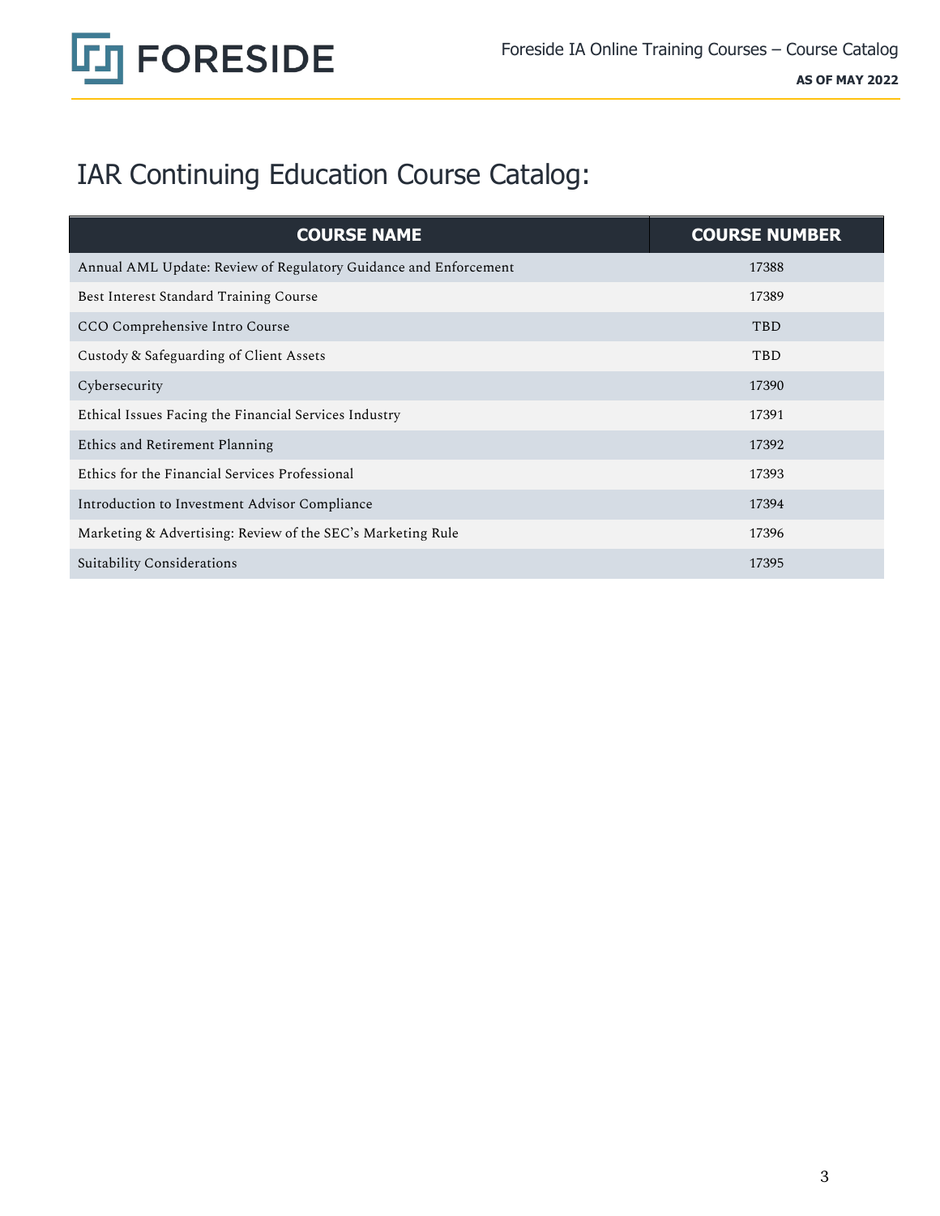# IAR Continuing Education Course Catalog:

| COURSE NAME | COURSE NUMBER |
|---|---|
| Annual AML Update: Review of Regulatory Guidance and Enforcement | 17388 |
| Best Interest Standard Training Course | 17389 |
| CCO Comprehensive Intro Course | TBD |
| Custody & Safeguarding of Client Assets | TBD |
| Cybersecurity | 17390 |
| Ethical Issues Facing the Financial Services Industry | 17391 |
| Ethics and Retirement Planning | 17392 |
| Ethics for the Financial Services Professional | 17393 |
| Introduction to Investment Advisor Compliance | 17394 |
| Marketing & Advertising: Review of the SEC's Marketing Rule | 17396 |
| Suitability Considerations | 17395 |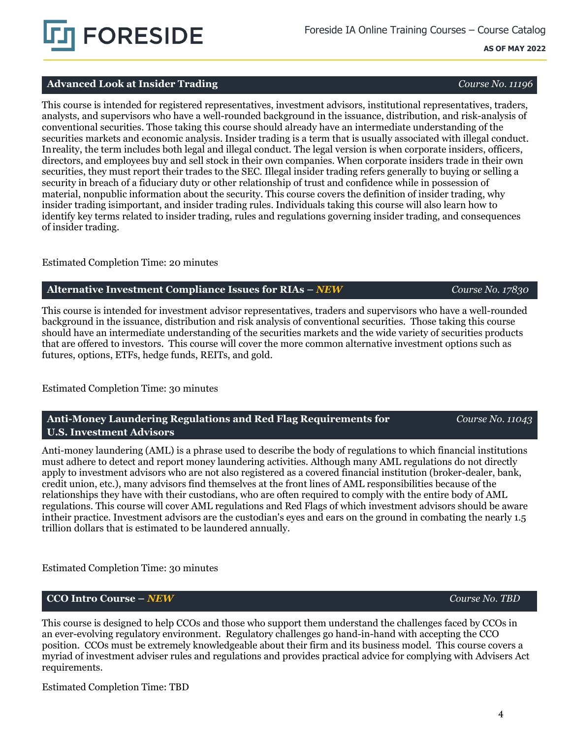## Advanced Look at Insider Trading

*Course No. 11196*

This course is intended for registered representatives, investment advisors, institutional representatives, traders, analysts, and supervisors who have a well-rounded background in the issuance, distribution, and risk-analysis of conventional securities. Those taking this course should already have an intermediate understanding of the securities markets and economic analysis. Insider trading is a term that is usually associated with illegal conduct. Inreality, the term includes both legal and illegal conduct. The legal version is when corporate insiders, officers, directors, and employees buy and sell stock in their own companies. When corporate insiders trade in their own securities, they must report their trades to the SEC. Illegal insider trading refers generally to buying or selling a security in breach of a fiduciary duty or other relationship of trust and confidence while in possession of material, nonpublic information about the security. This course covers the definition of insider trading, why insider trading isimportant, and insider trading rules. Individuals taking this course will also learn how to identify key terms related to insider trading, rules and regulations governing insider trading, and consequences of insider trading.

Estimated Completion Time: 20 minutes

## Alternative Investment Compliance Issues for RIAs – *NEW*

*Course No. 17830*

This course is intended for investment advisor representatives, traders and supervisors who have a well-rounded background in the issuance, distribution and risk analysis of conventional securities. Those taking this course should have an intermediate understanding of the securities markets and the wide variety of securities products that are offered to investors. This course will cover the more common alternative investment options such as futures, options, ETFs, hedge funds, REITs, and gold.

Estimated Completion Time: 30 minutes

## Anti-Money Laundering Regulations and Red Flag Requirements for U.S. Investment Advisors

*Course No. 11043*

Anti-money laundering (AML) is a phrase used to describe the body of regulations to which financial institutions must adhere to detect and report money laundering activities. Although many AML regulations do not directly apply to investment advisors who are not also registered as a covered financial institution (broker-dealer, bank, credit union, etc.), many advisors find themselves at the front lines of AML responsibilities because of the relationships they have with their custodians, who are often required to comply with the entire body of AML regulations. This course will cover AML regulations and Red Flags of which investment advisors should be aware intheir practice. Investment advisors are the custodian's eyes and ears on the ground in combating the nearly 1.5 trillion dollars that is estimated to be laundered annually.

Estimated Completion Time: 30 minutes

## CCO Intro Course – *NEW*

*Course No. TBD*

This course is designed to help CCOs and those who support them understand the challenges faced by CCOs in an ever-evolving regulatory environment. Regulatory challenges go hand-in-hand with accepting the CCO position. CCOs must be extremely knowledgeable about their firm and its business model. This course covers a myriad of investment adviser rules and regulations and provides practical advice for complying with Advisers Act requirements.

Estimated Completion Time: TBD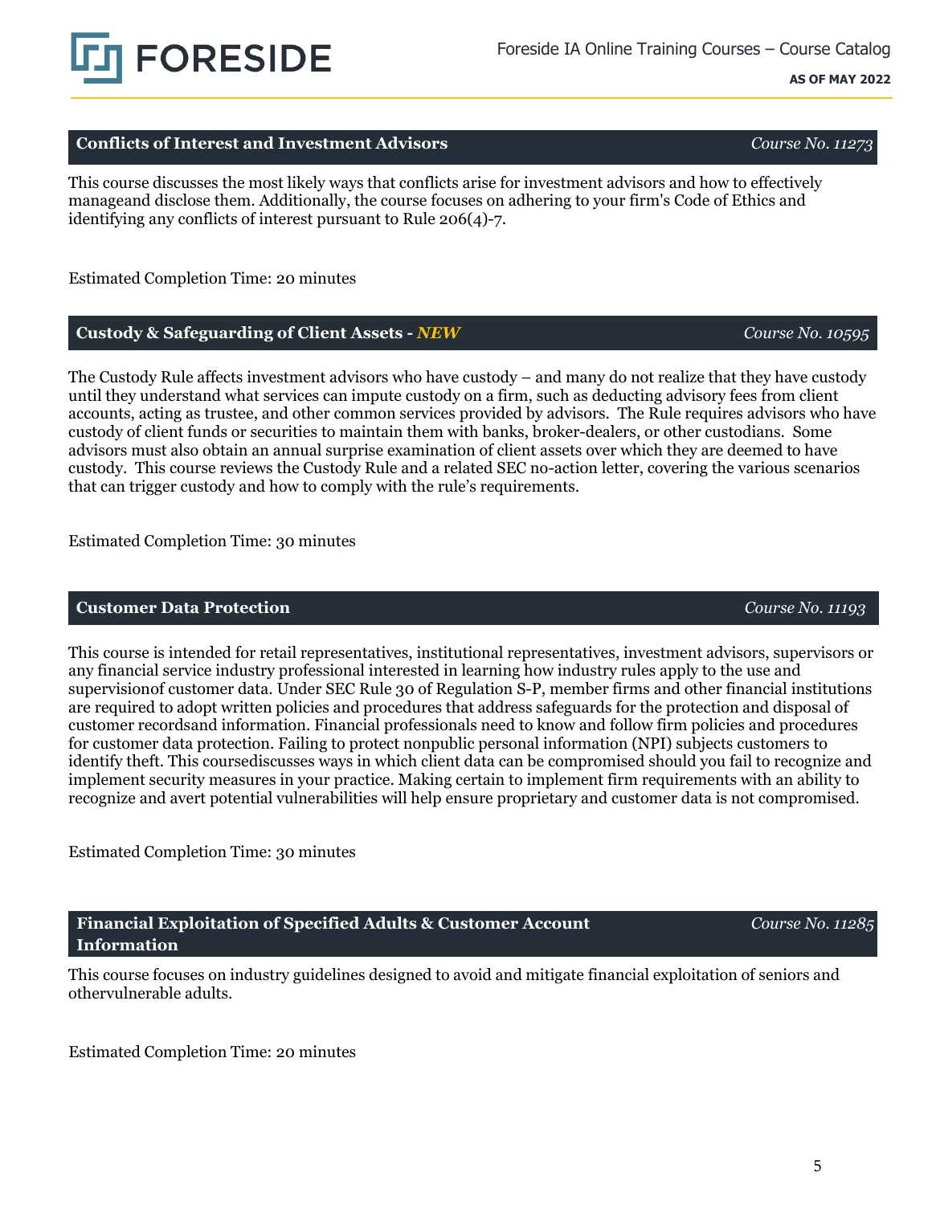### Conflicts of Interest and Investment Advisors *Course No. 11273*

This course discusses the most likely ways that conflicts arise for investment advisors and how to effectively manageand disclose them. Additionally, the course focuses on adhering to your firm's Code of Ethics and identifying any conflicts of interest pursuant to Rule 206(4)-7.

Estimated Completion Time: 20 minutes

### Custody & Safeguarding of Client Assets - *NEW* *Course No. 10595*

The Custody Rule affects investment advisors who have custody – and many do not realize that they have custody until they understand what services can impute custody on a firm, such as deducting advisory fees from client accounts, acting as trustee, and other common services provided by advisors. The Rule requires advisors who have custody of client funds or securities to maintain them with banks, broker-dealers, or other custodians. Some advisors must also obtain an annual surprise examination of client assets over which they are deemed to have custody. This course reviews the Custody Rule and a related SEC no-action letter, covering the various scenarios that can trigger custody and how to comply with the rule's requirements.

Estimated Completion Time: 30 minutes

### Customer Data Protection *Course No. 11193*

This course is intended for retail representatives, institutional representatives, investment advisors, supervisors or any financial service industry professional interested in learning how industry rules apply to the use and supervisionof customer data. Under SEC Rule 30 of Regulation S-P, member firms and other financial institutions are required to adopt written policies and procedures that address safeguards for the protection and disposal of customer recordsand information. Financial professionals need to know and follow firm policies and procedures for customer data protection. Failing to protect nonpublic personal information (NPI) subjects customers to identify theft. This coursediscusses ways in which client data can be compromised should you fail to recognize and implement security measures in your practice. Making certain to implement firm requirements with an ability to recognize and avert potential vulnerabilities will help ensure proprietary and customer data is not compromised.

Estimated Completion Time: 30 minutes

### Financial Exploitation of Specified Adults & Customer Account Information *Course No. 11285*

This course focuses on industry guidelines designed to avoid and mitigate financial exploitation of seniors and othervulnerable adults.

Estimated Completion Time: 20 minutes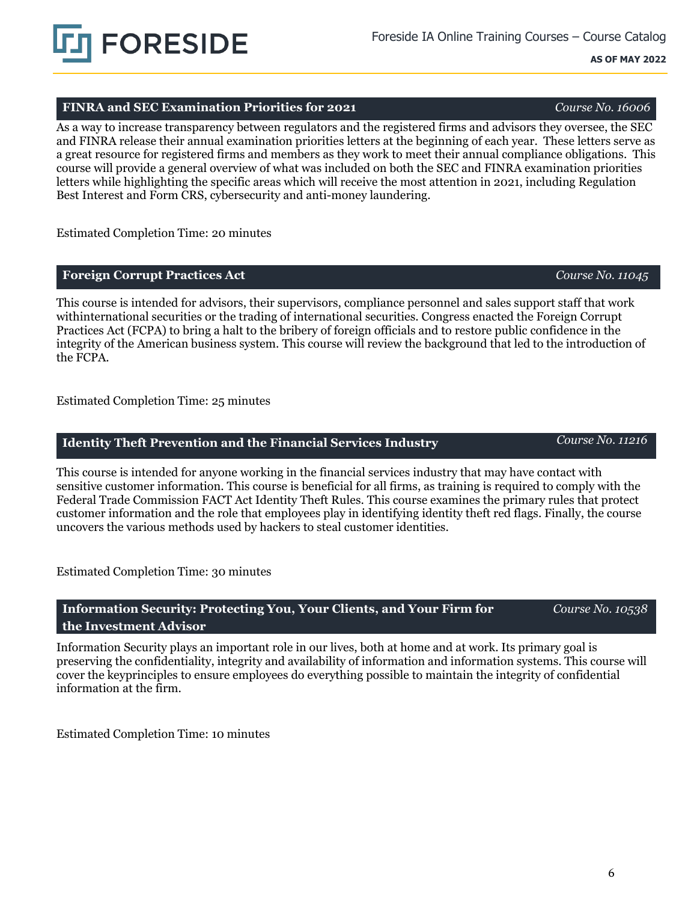## FINRA and SEC Examination Priorities for 2021

*Course No. 16006*

As a way to increase transparency between regulators and the registered firms and advisors they oversee, the SEC and FINRA release their annual examination priorities letters at the beginning of each year. These letters serve as a great resource for registered firms and members as they work to meet their annual compliance obligations. This course will provide a general overview of what was included on both the SEC and FINRA examination priorities letters while highlighting the specific areas which will receive the most attention in 2021, including Regulation Best Interest and Form CRS, cybersecurity and anti-money laundering.

Estimated Completion Time: 20 minutes

## Foreign Corrupt Practices Act

*Course No. 11045*

This course is intended for advisors, their supervisors, compliance personnel and sales support staff that work withinternational securities or the trading of international securities. Congress enacted the Foreign Corrupt Practices Act (FCPA) to bring a halt to the bribery of foreign officials and to restore public confidence in the integrity of the American business system. This course will review the background that led to the introduction of the FCPA.

Estimated Completion Time: 25 minutes

## Identity Theft Prevention and the Financial Services Industry

*Course No. 11216*

This course is intended for anyone working in the financial services industry that may have contact with sensitive customer information. This course is beneficial for all firms, as training is required to comply with the Federal Trade Commission FACT Act Identity Theft Rules. This course examines the primary rules that protect customer information and the role that employees play in identifying identity theft red flags. Finally, the course uncovers the various methods used by hackers to steal customer identities.

Estimated Completion Time: 30 minutes

## Information Security: Protecting You, Your Clients, and Your Firm for the Investment Advisor

*Course No. 10538*

Information Security plays an important role in our lives, both at home and at work. Its primary goal is preserving the confidentiality, integrity and availability of information and information systems. This course will cover the keyprinciples to ensure employees do everything possible to maintain the integrity of confidential information at the firm.

Estimated Completion Time: 10 minutes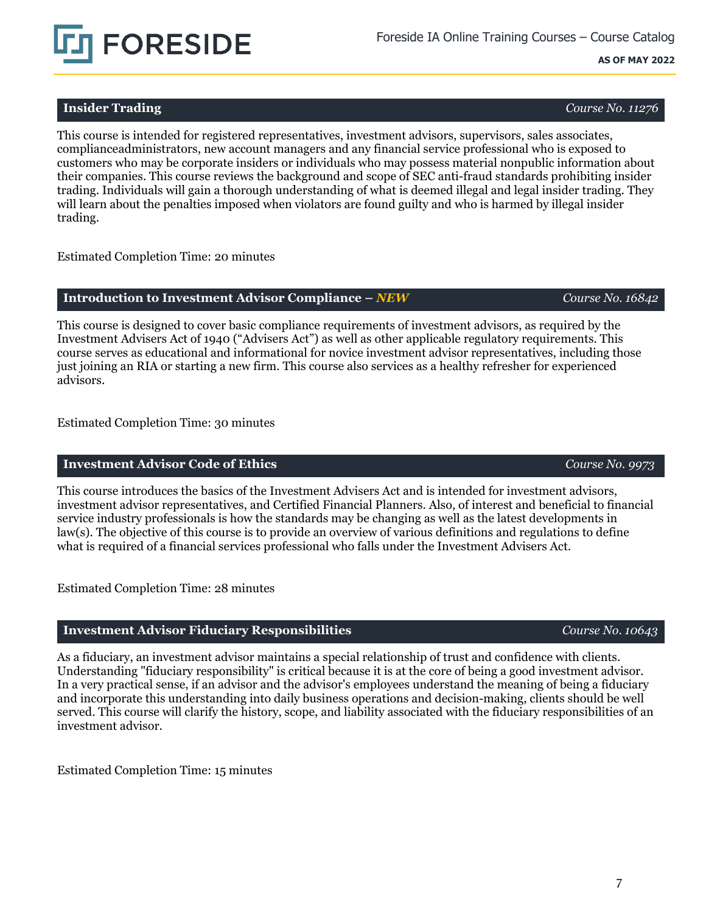## Insider Trading

*Course No. 11276*

This course is intended for registered representatives, investment advisors, supervisors, sales associates, complianceadministrators, new account managers and any financial service professional who is exposed to customers who may be corporate insiders or individuals who may possess material nonpublic information about their companies. This course reviews the background and scope of SEC anti-fraud standards prohibiting insider trading. Individuals will gain a thorough understanding of what is deemed illegal and legal insider trading. They will learn about the penalties imposed when violators are found guilty and who is harmed by illegal insider trading.

Estimated Completion Time: 20 minutes

## Introduction to Investment Advisor Compliance – *NEW*

*Course No. 16842*

This course is designed to cover basic compliance requirements of investment advisors, as required by the Investment Advisers Act of 1940 ("Advisers Act") as well as other applicable regulatory requirements. This course serves as educational and informational for novice investment advisor representatives, including those just joining an RIA or starting a new firm. This course also services as a healthy refresher for experienced advisors.

Estimated Completion Time: 30 minutes

## Investment Advisor Code of Ethics

*Course No. 9973*

This course introduces the basics of the Investment Advisers Act and is intended for investment advisors, investment advisor representatives, and Certified Financial Planners. Also, of interest and beneficial to financial service industry professionals is how the standards may be changing as well as the latest developments in law(s). The objective of this course is to provide an overview of various definitions and regulations to define what is required of a financial services professional who falls under the Investment Advisers Act.

Estimated Completion Time: 28 minutes

## Investment Advisor Fiduciary Responsibilities

*Course No. 10643*

As a fiduciary, an investment advisor maintains a special relationship of trust and confidence with clients. Understanding "fiduciary responsibility" is critical because it is at the core of being a good investment advisor. In a very practical sense, if an advisor and the advisor's employees understand the meaning of being a fiduciary and incorporate this understanding into daily business operations and decision-making, clients should be well served. This course will clarify the history, scope, and liability associated with the fiduciary responsibilities of an investment advisor.

Estimated Completion Time: 15 minutes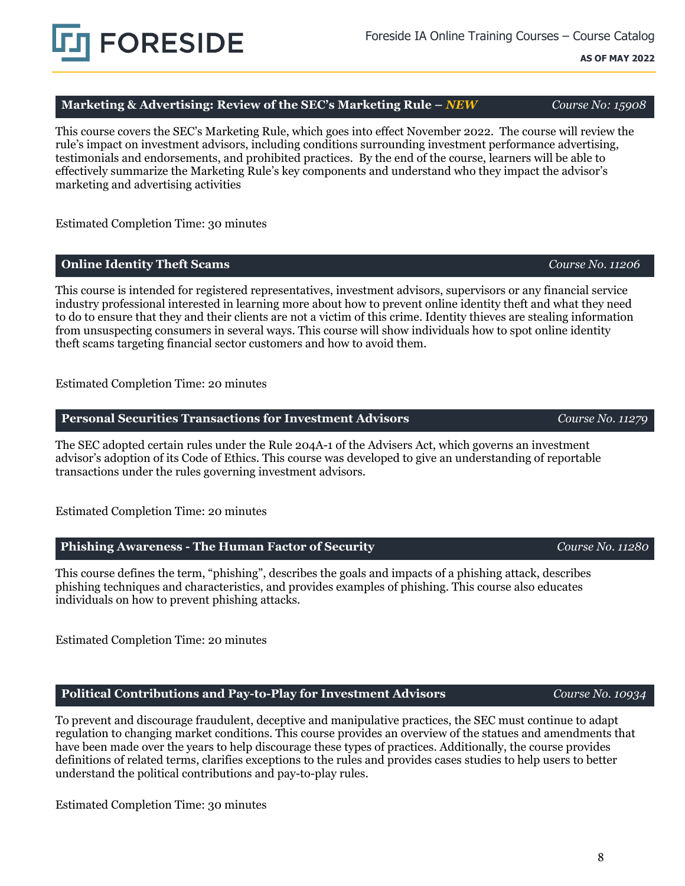## Marketing & Advertising: Review of the SEC's Marketing Rule – *NEW* — *Course No: 15908*

This course covers the SEC's Marketing Rule, which goes into effect November 2022. The course will review the rule's impact on investment advisors, including conditions surrounding investment performance advertising, testimonials and endorsements, and prohibited practices. By the end of the course, learners will be able to effectively summarize the Marketing Rule's key components and understand who they impact the advisor's marketing and advertising activities

Estimated Completion Time: 30 minutes

## Online Identity Theft Scams — *Course No. 11206*

This course is intended for registered representatives, investment advisors, supervisors or any financial service industry professional interested in learning more about how to prevent online identity theft and what they need to do to ensure that they and their clients are not a victim of this crime. Identity thieves are stealing information from unsuspecting consumers in several ways. This course will show individuals how to spot online identity theft scams targeting financial sector customers and how to avoid them.

Estimated Completion Time: 20 minutes

## Personal Securities Transactions for Investment Advisors — *Course No. 11279*

The SEC adopted certain rules under the Rule 204A-1 of the Advisers Act, which governs an investment advisor's adoption of its Code of Ethics. This course was developed to give an understanding of reportable transactions under the rules governing investment advisors.

Estimated Completion Time: 20 minutes

## Phishing Awareness - The Human Factor of Security — *Course No. 11280*

This course defines the term, "phishing", describes the goals and impacts of a phishing attack, describes phishing techniques and characteristics, and provides examples of phishing. This course also educates individuals on how to prevent phishing attacks.

Estimated Completion Time: 20 minutes

## Political Contributions and Pay-to-Play for Investment Advisors — *Course No. 10934*

To prevent and discourage fraudulent, deceptive and manipulative practices, the SEC must continue to adapt regulation to changing market conditions. This course provides an overview of the statues and amendments that have been made over the years to help discourage these types of practices. Additionally, the course provides definitions of related terms, clarifies exceptions to the rules and provides cases studies to help users to better understand the political contributions and pay-to-play rules.

Estimated Completion Time: 30 minutes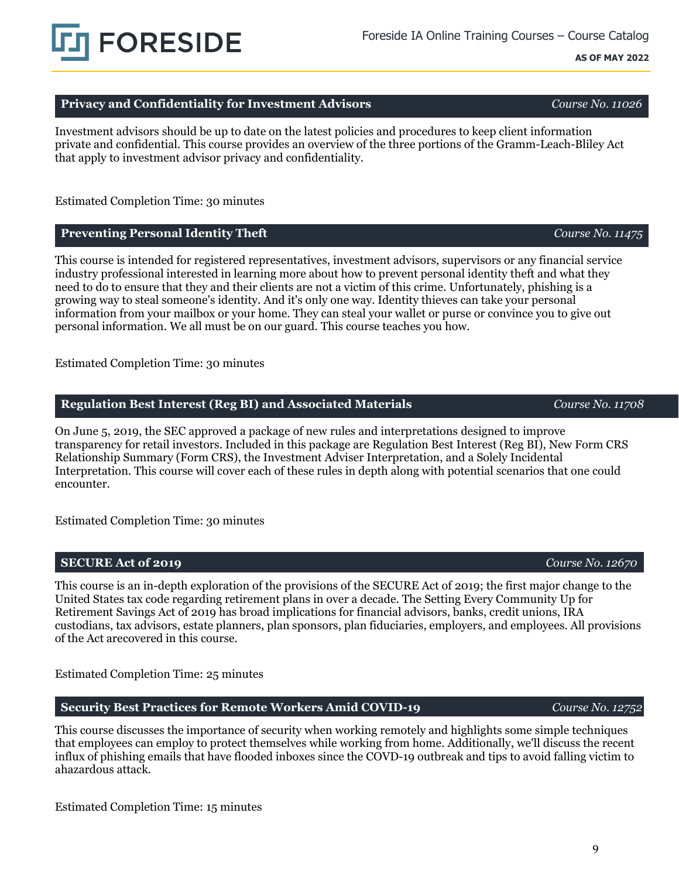## Privacy and Confidentiality for Investment Advisors

*Course No. 11026*

Investment advisors should be up to date on the latest policies and procedures to keep client information private and confidential. This course provides an overview of the three portions of the Gramm-Leach-Bliley Act that apply to investment advisor privacy and confidentiality.

Estimated Completion Time: 30 minutes

## Preventing Personal Identity Theft

*Course No. 11475*

This course is intended for registered representatives, investment advisors, supervisors or any financial service industry professional interested in learning more about how to prevent personal identity theft and what they need to do to ensure that they and their clients are not a victim of this crime. Unfortunately, phishing is a growing way to steal someone's identity. And it's only one way. Identity thieves can take your personal information from your mailbox or your home. They can steal your wallet or purse or convince you to give out personal information. We all must be on our guard. This course teaches you how.

Estimated Completion Time: 30 minutes

## Regulation Best Interest (Reg BI) and Associated Materials

*Course No. 11708*

On June 5, 2019, the SEC approved a package of new rules and interpretations designed to improve transparency for retail investors. Included in this package are Regulation Best Interest (Reg BI), New Form CRS Relationship Summary (Form CRS), the Investment Adviser Interpretation, and a Solely Incidental Interpretation. This course will cover each of these rules in depth along with potential scenarios that one could encounter.

Estimated Completion Time: 30 minutes

## SECURE Act of 2019

*Course No. 12670*

This course is an in-depth exploration of the provisions of the SECURE Act of 2019; the first major change to the United States tax code regarding retirement plans in over a decade. The Setting Every Community Up for Retirement Savings Act of 2019 has broad implications for financial advisors, banks, credit unions, IRA custodians, tax advisors, estate planners, plan sponsors, plan fiduciaries, employers, and employees. All provisions of the Act arecovered in this course.

Estimated Completion Time: 25 minutes

## Security Best Practices for Remote Workers Amid COVID-19

*Course No. 12752*

This course discusses the importance of security when working remotely and highlights some simple techniques that employees can employ to protect themselves while working from home. Additionally, we'll discuss the recent influx of phishing emails that have flooded inboxes since the COVD-19 outbreak and tips to avoid falling victim to ahazardous attack.

Estimated Completion Time: 15 minutes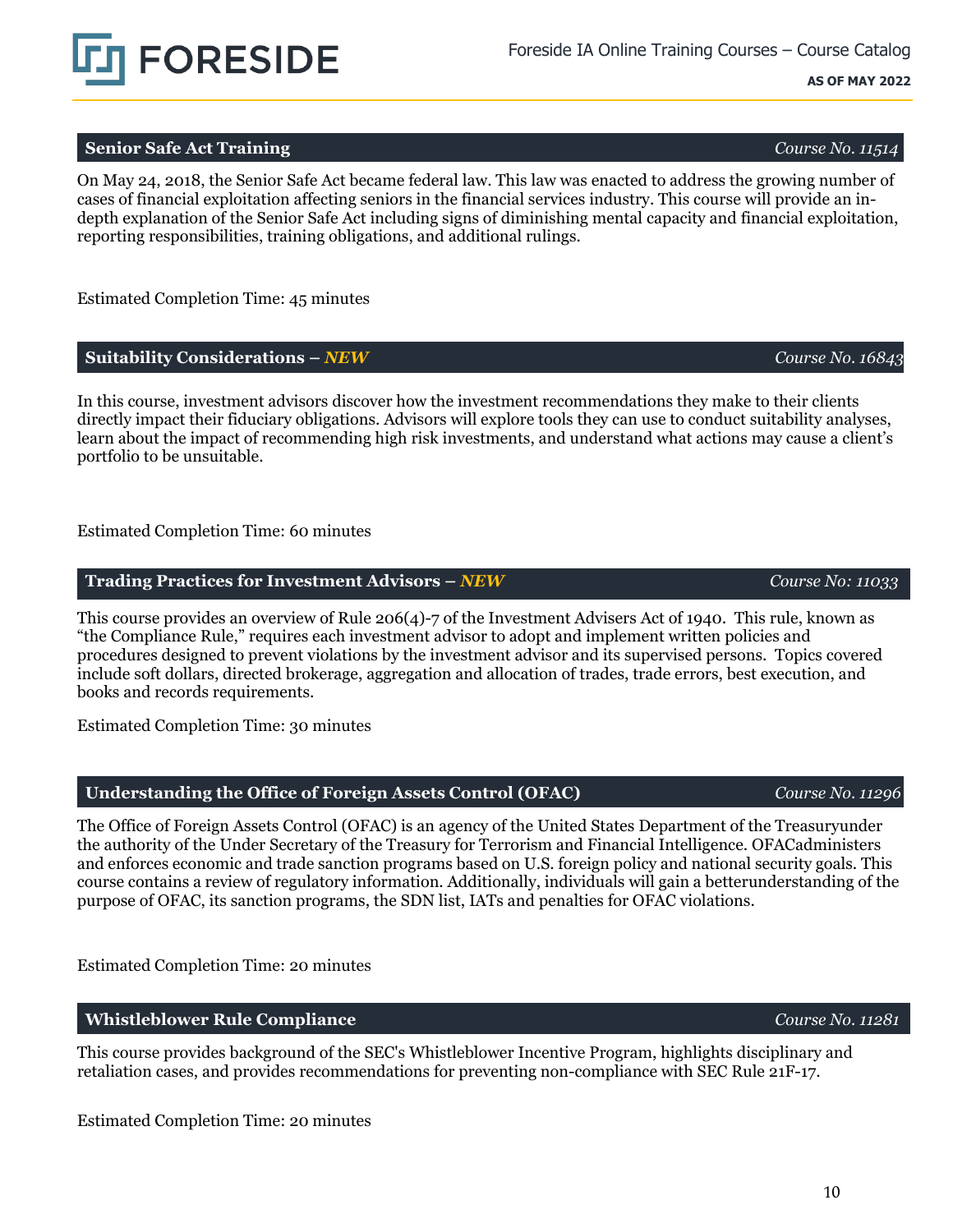## Senior Safe Act Training

*Course No. 11514*

On May 24, 2018, the Senior Safe Act became federal law. This law was enacted to address the growing number of cases of financial exploitation affecting seniors in the financial services industry. This course will provide an in-depth explanation of the Senior Safe Act including signs of diminishing mental capacity and financial exploitation, reporting responsibilities, training obligations, and additional rulings.

Estimated Completion Time: 45 minutes

## Suitability Considerations – *NEW*

*Course No. 16843*

In this course, investment advisors discover how the investment recommendations they make to their clients directly impact their fiduciary obligations. Advisors will explore tools they can use to conduct suitability analyses, learn about the impact of recommending high risk investments, and understand what actions may cause a client's portfolio to be unsuitable.

Estimated Completion Time: 60 minutes

## Trading Practices for Investment Advisors – *NEW*

*Course No: 11033*

This course provides an overview of Rule 206(4)-7 of the Investment Advisers Act of 1940. This rule, known as "the Compliance Rule," requires each investment advisor to adopt and implement written policies and procedures designed to prevent violations by the investment advisor and its supervised persons. Topics covered include soft dollars, directed brokerage, aggregation and allocation of trades, trade errors, best execution, and books and records requirements.

Estimated Completion Time: 30 minutes

## Understanding the Office of Foreign Assets Control (OFAC)

*Course No. 11296*

The Office of Foreign Assets Control (OFAC) is an agency of the United States Department of the Treasuryunder the authority of the Under Secretary of the Treasury for Terrorism and Financial Intelligence. OFACadministers and enforces economic and trade sanction programs based on U.S. foreign policy and national security goals. This course contains a review of regulatory information. Additionally, individuals will gain a betterunderstanding of the purpose of OFAC, its sanction programs, the SDN list, IATs and penalties for OFAC violations.

Estimated Completion Time: 20 minutes

## Whistleblower Rule Compliance

*Course No. 11281*

This course provides background of the SEC's Whistleblower Incentive Program, highlights disciplinary and retaliation cases, and provides recommendations for preventing non-compliance with SEC Rule 21F-17.

Estimated Completion Time: 20 minutes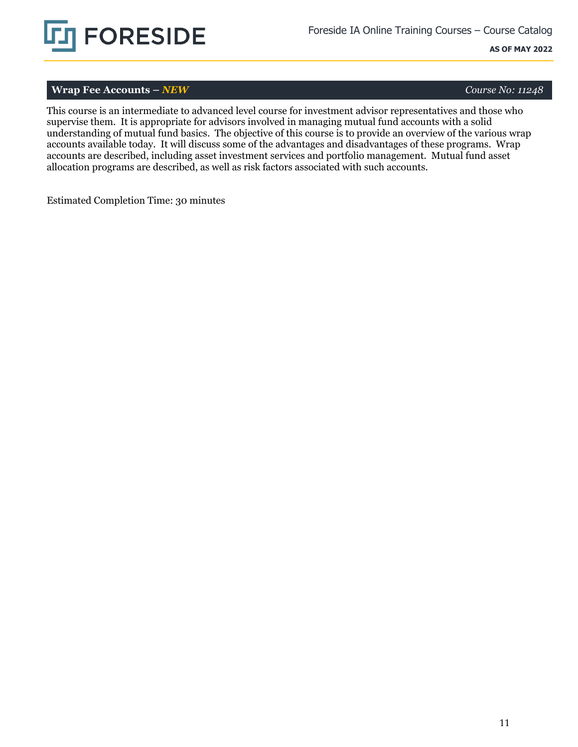### Wrap Fee Accounts – *NEW* *Course No: 11248*

This course is an intermediate to advanced level course for investment advisor representatives and those who supervise them. It is appropriate for advisors involved in managing mutual fund accounts with a solid understanding of mutual fund basics. The objective of this course is to provide an overview of the various wrap accounts available today. It will discuss some of the advantages and disadvantages of these programs. Wrap accounts are described, including asset investment services and portfolio management. Mutual fund asset allocation programs are described, as well as risk factors associated with such accounts.

Estimated Completion Time: 30 minutes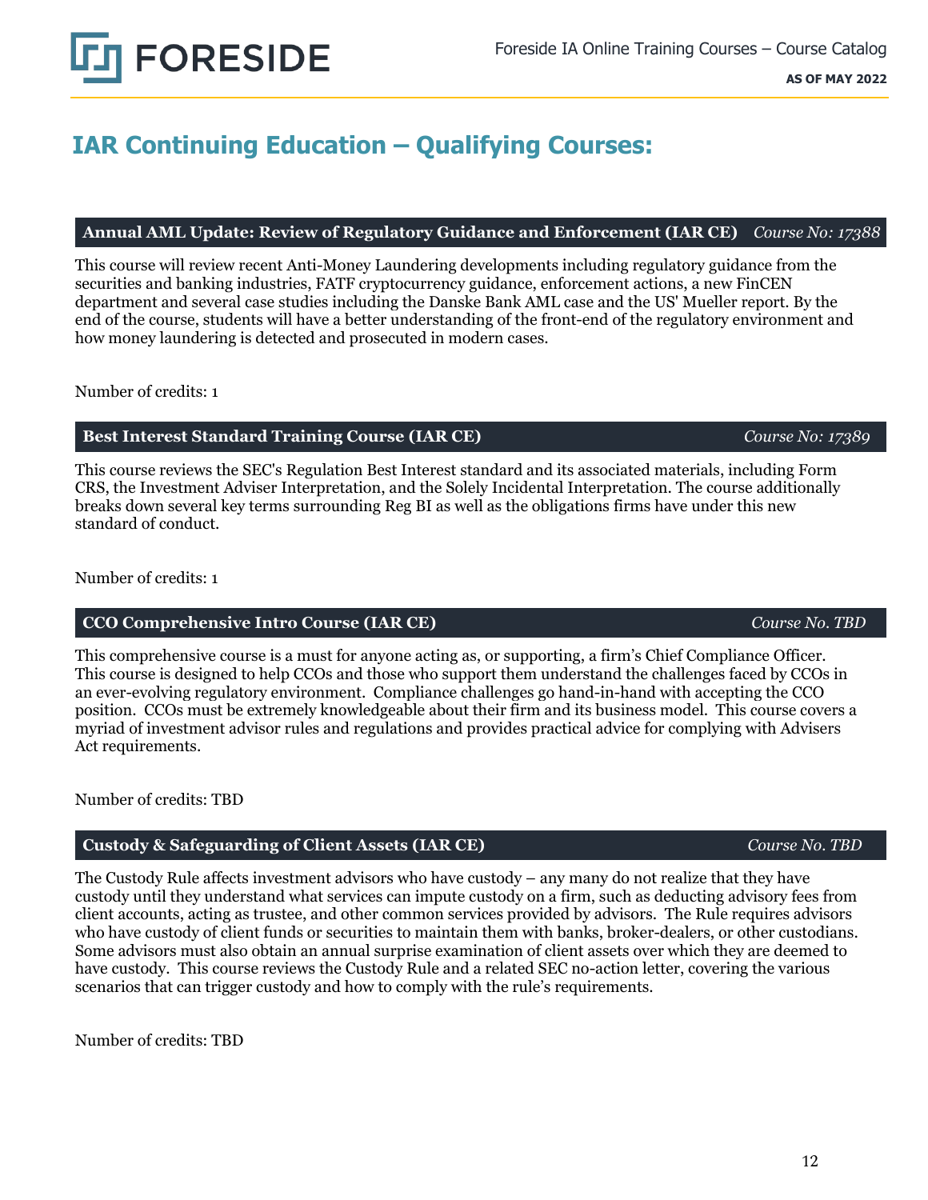# IAR Continuing Education – Qualifying Courses:

### Annual AML Update: Review of Regulatory Guidance and Enforcement (IAR CE) *Course No: 17388*

This course will review recent Anti-Money Laundering developments including regulatory guidance from the securities and banking industries, FATF cryptocurrency guidance, enforcement actions, a new FinCEN department and several case studies including the Danske Bank AML case and the US' Mueller report. By the end of the course, students will have a better understanding of the front-end of the regulatory environment and how money laundering is detected and prosecuted in modern cases.

Number of credits: 1

### Best Interest Standard Training Course (IAR CE) *Course No: 17389*

This course reviews the SEC's Regulation Best Interest standard and its associated materials, including Form CRS, the Investment Adviser Interpretation, and the Solely Incidental Interpretation. The course additionally breaks down several key terms surrounding Reg BI as well as the obligations firms have under this new standard of conduct.

Number of credits: 1

### CCO Comprehensive Intro Course (IAR CE) *Course No. TBD*

This comprehensive course is a must for anyone acting as, or supporting, a firm's Chief Compliance Officer. This course is designed to help CCOs and those who support them understand the challenges faced by CCOs in an ever-evolving regulatory environment. Compliance challenges go hand-in-hand with accepting the CCO position. CCOs must be extremely knowledgeable about their firm and its business model. This course covers a myriad of investment advisor rules and regulations and provides practical advice for complying with Advisers Act requirements.

Number of credits: TBD

### Custody & Safeguarding of Client Assets (IAR CE) *Course No. TBD*

The Custody Rule affects investment advisors who have custody – any many do not realize that they have custody until they understand what services can impute custody on a firm, such as deducting advisory fees from client accounts, acting as trustee, and other common services provided by advisors. The Rule requires advisors who have custody of client funds or securities to maintain them with banks, broker-dealers, or other custodians. Some advisors must also obtain an annual surprise examination of client assets over which they are deemed to have custody. This course reviews the Custody Rule and a related SEC no-action letter, covering the various scenarios that can trigger custody and how to comply with the rule's requirements.

Number of credits: TBD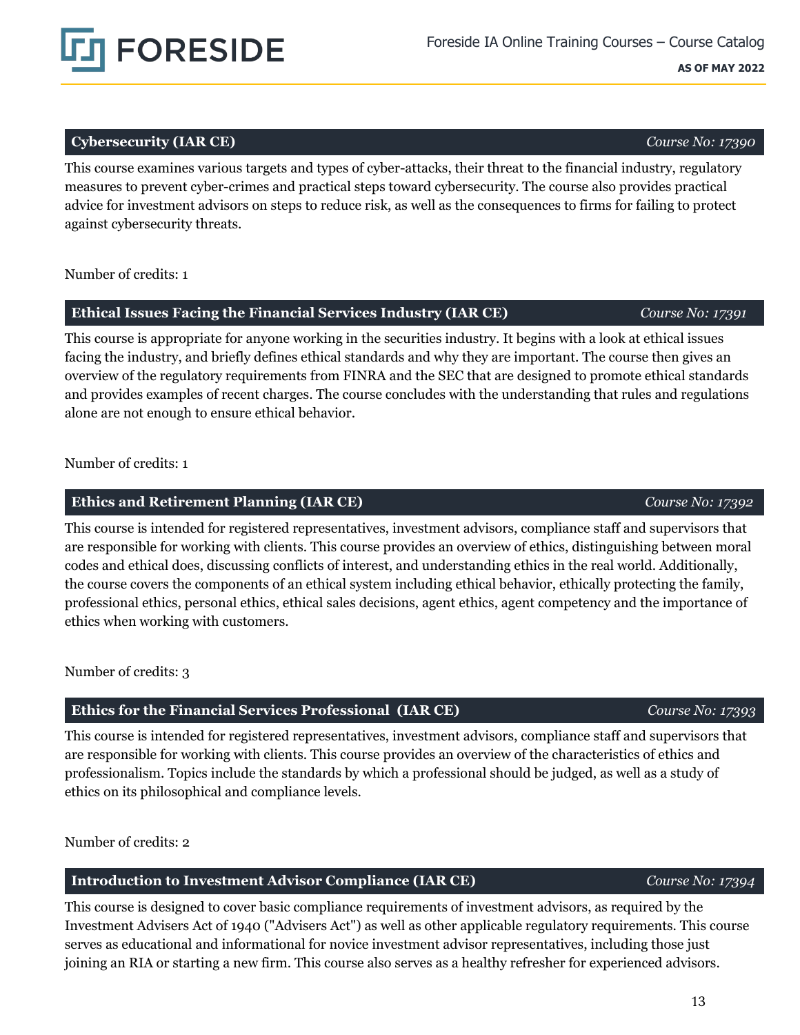### Cybersecurity (IAR CE) — *Course No: 17390*

This course examines various targets and types of cyber-attacks, their threat to the financial industry, regulatory measures to prevent cyber-crimes and practical steps toward cybersecurity. The course also provides practical advice for investment advisors on steps to reduce risk, as well as the consequences to firms for failing to protect against cybersecurity threats.

Number of credits: 1

### Ethical Issues Facing the Financial Services Industry (IAR CE) — *Course No: 17391*

This course is appropriate for anyone working in the securities industry. It begins with a look at ethical issues facing the industry, and briefly defines ethical standards and why they are important. The course then gives an overview of the regulatory requirements from FINRA and the SEC that are designed to promote ethical standards and provides examples of recent charges. The course concludes with the understanding that rules and regulations alone are not enough to ensure ethical behavior.

Number of credits: 1

### Ethics and Retirement Planning (IAR CE) — *Course No: 17392*

This course is intended for registered representatives, investment advisors, compliance staff and supervisors that are responsible for working with clients. This course provides an overview of ethics, distinguishing between moral codes and ethical does, discussing conflicts of interest, and understanding ethics in the real world. Additionally, the course covers the components of an ethical system including ethical behavior, ethically protecting the family, professional ethics, personal ethics, ethical sales decisions, agent ethics, agent competency and the importance of ethics when working with customers.

Number of credits: 3

### Ethics for the Financial Services Professional (IAR CE) — *Course No: 17393*

This course is intended for registered representatives, investment advisors, compliance staff and supervisors that are responsible for working with clients. This course provides an overview of the characteristics of ethics and professionalism. Topics include the standards by which a professional should be judged, as well as a study of ethics on its philosophical and compliance levels.

Number of credits: 2

### Introduction to Investment Advisor Compliance (IAR CE) — *Course No: 17394*

This course is designed to cover basic compliance requirements of investment advisors, as required by the Investment Advisers Act of 1940 ("Advisers Act") as well as other applicable regulatory requirements. This course serves as educational and informational for novice investment advisor representatives, including those just joining an RIA or starting a new firm. This course also serves as a healthy refresher for experienced advisors.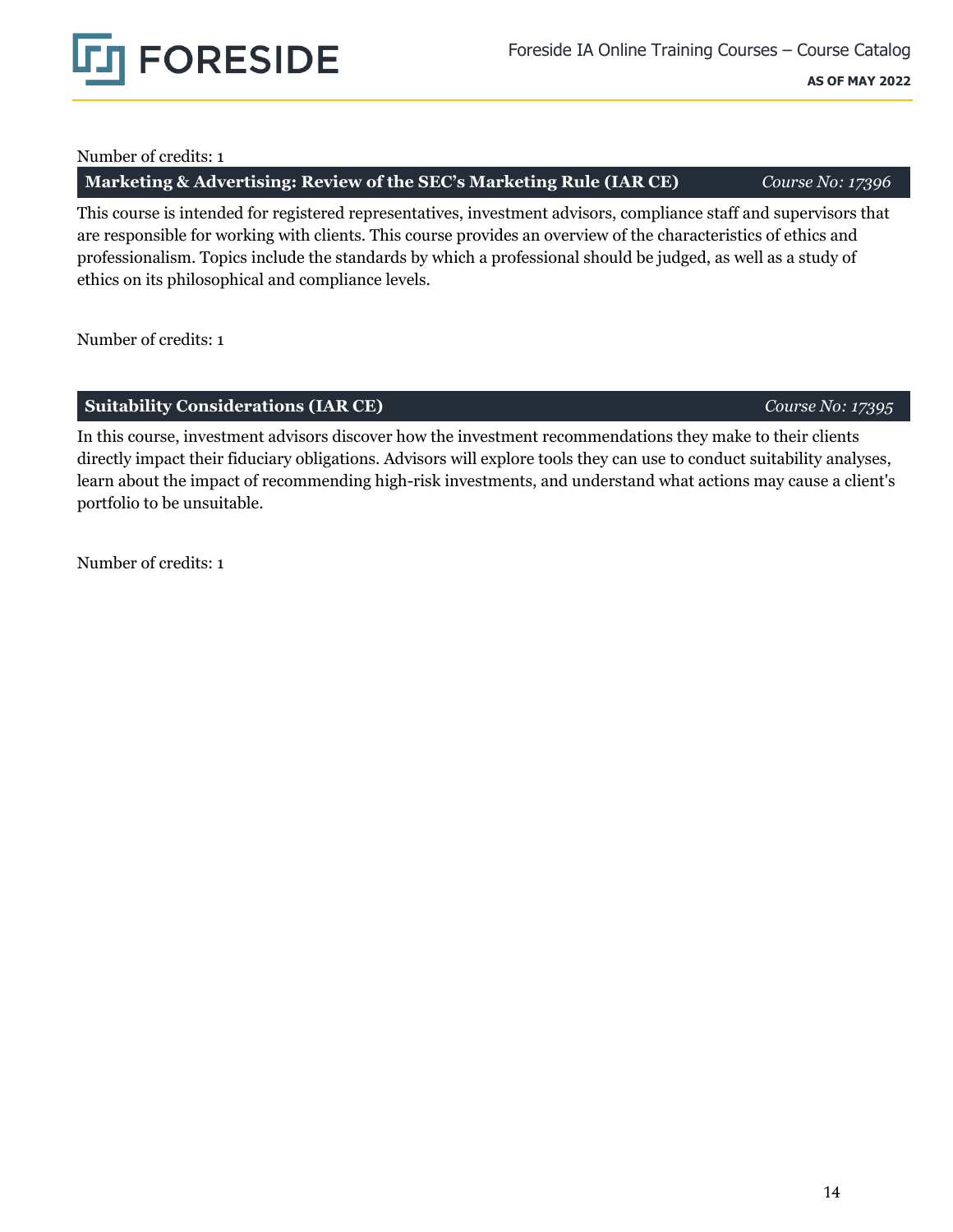Number of credits: 1

### Marketing & Advertising: Review of the SEC's Marketing Rule (IAR CE) — *Course No: 17396*

This course is intended for registered representatives, investment advisors, compliance staff and supervisors that are responsible for working with clients. This course provides an overview of the characteristics of ethics and professionalism. Topics include the standards by which a professional should be judged, as well as a study of ethics on its philosophical and compliance levels.

Number of credits: 1

### Suitability Considerations (IAR CE) — *Course No: 17395*

In this course, investment advisors discover how the investment recommendations they make to their clients directly impact their fiduciary obligations. Advisors will explore tools they can use to conduct suitability analyses, learn about the impact of recommending high-risk investments, and understand what actions may cause a client's portfolio to be unsuitable.

Number of credits: 1